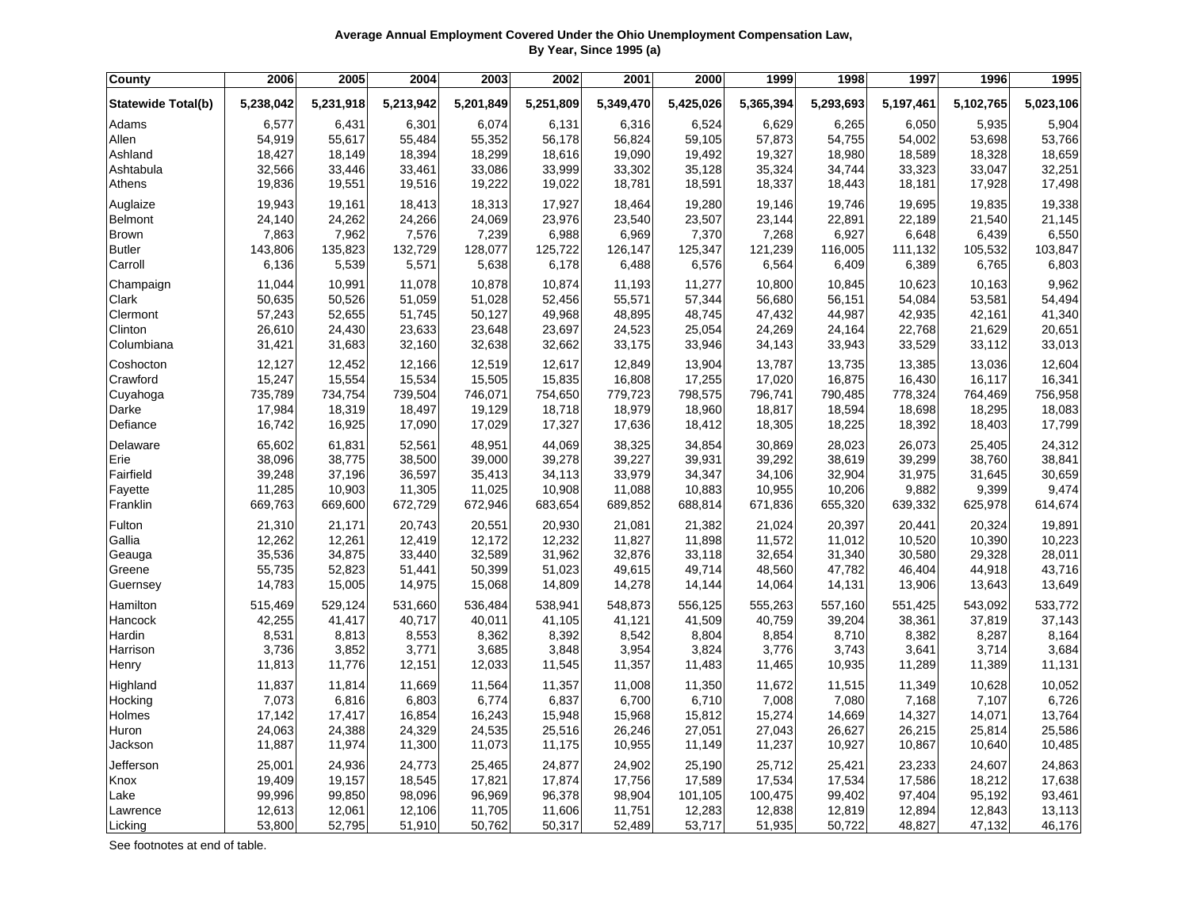**Average Annual Employment Covered Under the Ohio Unemployment Compensation Law, By Year, Since 1995 (a)**

| County | 2006 | 2005 | 2004 | 2003 | 2002 | 2001 | 2000 | 1999 | 1998 | 1997 | 1996 | 1995 |
|---|---|---|---|---|---|---|---|---|---|---|---|---|
| **Statewide Total(b)** | **5,238,042** | **5,231,918** | **5,213,942** | **5,201,849** | **5,251,809** | **5,349,470** | **5,425,026** | **5,365,394** | **5,293,693** | **5,197,461** | **5,102,765** | **5,023,106** |
| Adams | 6,577 | 6,431 | 6,301 | 6,074 | 6,131 | 6,316 | 6,524 | 6,629 | 6,265 | 6,050 | 5,935 | 5,904 |
| Allen | 54,919 | 55,617 | 55,484 | 55,352 | 56,178 | 56,824 | 59,105 | 57,873 | 54,755 | 54,002 | 53,698 | 53,766 |
| Ashland | 18,427 | 18,149 | 18,394 | 18,299 | 18,616 | 19,090 | 19,492 | 19,327 | 18,980 | 18,589 | 18,328 | 18,659 |
| Ashtabula | 32,566 | 33,446 | 33,461 | 33,086 | 33,999 | 33,302 | 35,128 | 35,324 | 34,744 | 33,323 | 33,047 | 32,251 |
| Athens | 19,836 | 19,551 | 19,516 | 19,222 | 19,022 | 18,781 | 18,591 | 18,337 | 18,443 | 18,181 | 17,928 | 17,498 |
| Auglaize | 19,943 | 19,161 | 18,413 | 18,313 | 17,927 | 18,464 | 19,280 | 19,146 | 19,746 | 19,695 | 19,835 | 19,338 |
| Belmont | 24,140 | 24,262 | 24,266 | 24,069 | 23,976 | 23,540 | 23,507 | 23,144 | 22,891 | 22,189 | 21,540 | 21,145 |
| Brown | 7,863 | 7,962 | 7,576 | 7,239 | 6,988 | 6,969 | 7,370 | 7,268 | 6,927 | 6,648 | 6,439 | 6,550 |
| Butler | 143,806 | 135,823 | 132,729 | 128,077 | 125,722 | 126,147 | 125,347 | 121,239 | 116,005 | 111,132 | 105,532 | 103,847 |
| Carroll | 6,136 | 5,539 | 5,571 | 5,638 | 6,178 | 6,488 | 6,576 | 6,564 | 6,409 | 6,389 | 6,765 | 6,803 |
| Champaign | 11,044 | 10,991 | 11,078 | 10,878 | 10,874 | 11,193 | 11,277 | 10,800 | 10,845 | 10,623 | 10,163 | 9,962 |
| Clark | 50,635 | 50,526 | 51,059 | 51,028 | 52,456 | 55,571 | 57,344 | 56,680 | 56,151 | 54,084 | 53,581 | 54,494 |
| Clermont | 57,243 | 52,655 | 51,745 | 50,127 | 49,968 | 48,895 | 48,745 | 47,432 | 44,987 | 42,935 | 42,161 | 41,340 |
| Clinton | 26,610 | 24,430 | 23,633 | 23,648 | 23,697 | 24,523 | 25,054 | 24,269 | 24,164 | 22,768 | 21,629 | 20,651 |
| Columbiana | 31,421 | 31,683 | 32,160 | 32,638 | 32,662 | 33,175 | 33,946 | 34,143 | 33,943 | 33,529 | 33,112 | 33,013 |
| Coshocton | 12,127 | 12,452 | 12,166 | 12,519 | 12,617 | 12,849 | 13,904 | 13,787 | 13,735 | 13,385 | 13,036 | 12,604 |
| Crawford | 15,247 | 15,554 | 15,534 | 15,505 | 15,835 | 16,808 | 17,255 | 17,020 | 16,875 | 16,430 | 16,117 | 16,341 |
| Cuyahoga | 735,789 | 734,754 | 739,504 | 746,071 | 754,650 | 779,723 | 798,575 | 796,741 | 790,485 | 778,324 | 764,469 | 756,958 |
| Darke | 17,984 | 18,319 | 18,497 | 19,129 | 18,718 | 18,979 | 18,960 | 18,817 | 18,594 | 18,698 | 18,295 | 18,083 |
| Defiance | 16,742 | 16,925 | 17,090 | 17,029 | 17,327 | 17,636 | 18,412 | 18,305 | 18,225 | 18,392 | 18,403 | 17,799 |
| Delaware | 65,602 | 61,831 | 52,561 | 48,951 | 44,069 | 38,325 | 34,854 | 30,869 | 28,023 | 26,073 | 25,405 | 24,312 |
| Erie | 38,096 | 38,775 | 38,500 | 39,000 | 39,278 | 39,227 | 39,931 | 39,292 | 38,619 | 39,299 | 38,760 | 38,841 |
| Fairfield | 39,248 | 37,196 | 36,597 | 35,413 | 34,113 | 33,979 | 34,347 | 34,106 | 32,904 | 31,975 | 31,645 | 30,659 |
| Fayette | 11,285 | 10,903 | 11,305 | 11,025 | 10,908 | 11,088 | 10,883 | 10,955 | 10,206 | 9,882 | 9,399 | 9,474 |
| Franklin | 669,763 | 669,600 | 672,729 | 672,946 | 683,654 | 689,852 | 688,814 | 671,836 | 655,320 | 639,332 | 625,978 | 614,674 |
| Fulton | 21,310 | 21,171 | 20,743 | 20,551 | 20,930 | 21,081 | 21,382 | 21,024 | 20,397 | 20,441 | 20,324 | 19,891 |
| Gallia | 12,262 | 12,261 | 12,419 | 12,172 | 12,232 | 11,827 | 11,898 | 11,572 | 11,012 | 10,520 | 10,390 | 10,223 |
| Geauga | 35,536 | 34,875 | 33,440 | 32,589 | 31,962 | 32,876 | 33,118 | 32,654 | 31,340 | 30,580 | 29,328 | 28,011 |
| Greene | 55,735 | 52,823 | 51,441 | 50,399 | 51,023 | 49,615 | 49,714 | 48,560 | 47,782 | 46,404 | 44,918 | 43,716 |
| Guernsey | 14,783 | 15,005 | 14,975 | 15,068 | 14,809 | 14,278 | 14,144 | 14,064 | 14,131 | 13,906 | 13,643 | 13,649 |
| Hamilton | 515,469 | 529,124 | 531,660 | 536,484 | 538,941 | 548,873 | 556,125 | 555,263 | 557,160 | 551,425 | 543,092 | 533,772 |
| Hancock | 42,255 | 41,417 | 40,717 | 40,011 | 41,105 | 41,121 | 41,509 | 40,759 | 39,204 | 38,361 | 37,819 | 37,143 |
| Hardin | 8,531 | 8,813 | 8,553 | 8,362 | 8,392 | 8,542 | 8,804 | 8,854 | 8,710 | 8,382 | 8,287 | 8,164 |
| Harrison | 3,736 | 3,852 | 3,771 | 3,685 | 3,848 | 3,954 | 3,824 | 3,776 | 3,743 | 3,641 | 3,714 | 3,684 |
| Henry | 11,813 | 11,776 | 12,151 | 12,033 | 11,545 | 11,357 | 11,483 | 11,465 | 10,935 | 11,289 | 11,389 | 11,131 |
| Highland | 11,837 | 11,814 | 11,669 | 11,564 | 11,357 | 11,008 | 11,350 | 11,672 | 11,515 | 11,349 | 10,628 | 10,052 |
| Hocking | 7,073 | 6,816 | 6,803 | 6,774 | 6,837 | 6,700 | 6,710 | 7,008 | 7,080 | 7,168 | 7,107 | 6,726 |
| Holmes | 17,142 | 17,417 | 16,854 | 16,243 | 15,948 | 15,968 | 15,812 | 15,274 | 14,669 | 14,327 | 14,071 | 13,764 |
| Huron | 24,063 | 24,388 | 24,329 | 24,535 | 25,516 | 26,246 | 27,051 | 27,043 | 26,627 | 26,215 | 25,814 | 25,586 |
| Jackson | 11,887 | 11,974 | 11,300 | 11,073 | 11,175 | 10,955 | 11,149 | 11,237 | 10,927 | 10,867 | 10,640 | 10,485 |
| Jefferson | 25,001 | 24,936 | 24,773 | 25,465 | 24,877 | 24,902 | 25,190 | 25,712 | 25,421 | 23,233 | 24,607 | 24,863 |
| Knox | 19,409 | 19,157 | 18,545 | 17,821 | 17,874 | 17,756 | 17,589 | 17,534 | 17,534 | 17,586 | 18,212 | 17,638 |
| Lake | 99,996 | 99,850 | 98,096 | 96,969 | 96,378 | 98,904 | 101,105 | 100,475 | 99,402 | 97,404 | 95,192 | 93,461 |
| Lawrence | 12,613 | 12,061 | 12,106 | 11,705 | 11,606 | 11,751 | 12,283 | 12,838 | 12,819 | 12,894 | 12,843 | 13,113 |
| Licking | 53,800 | 52,795 | 51,910 | 50,762 | 50,317 | 52,489 | 53,717 | 51,935 | 50,722 | 48,827 | 47,132 | 46,176 |

See footnotes at end of table.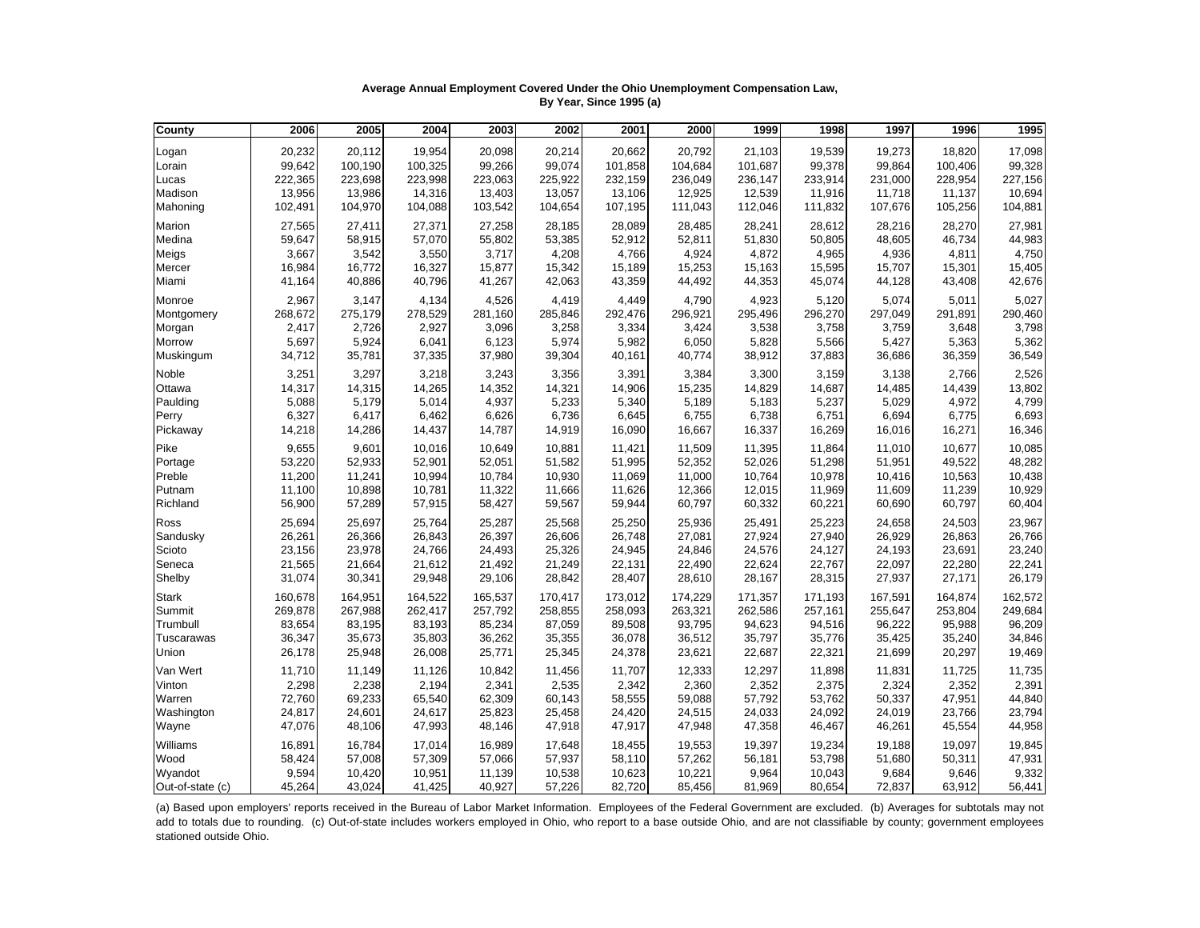**Average Annual Employment Covered Under the Ohio Unemployment Compensation Law, By Year, Since 1995 (a)**

| County | 2006 | 2005 | 2004 | 2003 | 2002 | 2001 | 2000 | 1999 | 1998 | 1997 | 1996 | 1995 |
|---|---|---|---|---|---|---|---|---|---|---|---|---|
| Logan | 20,232 | 20,112 | 19,954 | 20,098 | 20,214 | 20,662 | 20,792 | 21,103 | 19,539 | 19,273 | 18,820 | 17,098 |
| Lorain | 99,642 | 100,190 | 100,325 | 99,266 | 99,074 | 101,858 | 104,684 | 101,687 | 99,378 | 99,864 | 100,406 | 99,328 |
| Lucas | 222,365 | 223,698 | 223,998 | 223,063 | 225,922 | 232,159 | 236,049 | 236,147 | 233,914 | 231,000 | 228,954 | 227,156 |
| Madison | 13,956 | 13,986 | 14,316 | 13,403 | 13,057 | 13,106 | 12,925 | 12,539 | 11,916 | 11,718 | 11,137 | 10,694 |
| Mahoning | 102,491 | 104,970 | 104,088 | 103,542 | 104,654 | 107,195 | 111,043 | 112,046 | 111,832 | 107,676 | 105,256 | 104,881 |
| Marion | 27,565 | 27,411 | 27,371 | 27,258 | 28,185 | 28,089 | 28,485 | 28,241 | 28,612 | 28,216 | 28,270 | 27,981 |
| Medina | 59,647 | 58,915 | 57,070 | 55,802 | 53,385 | 52,912 | 52,811 | 51,830 | 50,805 | 48,605 | 46,734 | 44,983 |
| Meigs | 3,667 | 3,542 | 3,550 | 3,717 | 4,208 | 4,766 | 4,924 | 4,872 | 4,965 | 4,936 | 4,811 | 4,750 |
| Mercer | 16,984 | 16,772 | 16,327 | 15,877 | 15,342 | 15,189 | 15,253 | 15,163 | 15,595 | 15,707 | 15,301 | 15,405 |
| Miami | 41,164 | 40,886 | 40,796 | 41,267 | 42,063 | 43,359 | 44,492 | 44,353 | 45,074 | 44,128 | 43,408 | 42,676 |
| Monroe | 2,967 | 3,147 | 4,134 | 4,526 | 4,419 | 4,449 | 4,790 | 4,923 | 5,120 | 5,074 | 5,011 | 5,027 |
| Montgomery | 268,672 | 275,179 | 278,529 | 281,160 | 285,846 | 292,476 | 296,921 | 295,496 | 296,270 | 297,049 | 291,891 | 290,460 |
| Morgan | 2,417 | 2,726 | 2,927 | 3,096 | 3,258 | 3,334 | 3,424 | 3,538 | 3,758 | 3,759 | 3,648 | 3,798 |
| Morrow | 5,697 | 5,924 | 6,041 | 6,123 | 5,974 | 5,982 | 6,050 | 5,828 | 5,566 | 5,427 | 5,363 | 5,362 |
| Muskingum | 34,712 | 35,781 | 37,335 | 37,980 | 39,304 | 40,161 | 40,774 | 38,912 | 37,883 | 36,686 | 36,359 | 36,549 |
| Noble | 3,251 | 3,297 | 3,218 | 3,243 | 3,356 | 3,391 | 3,384 | 3,300 | 3,159 | 3,138 | 2,766 | 2,526 |
| Ottawa | 14,317 | 14,315 | 14,265 | 14,352 | 14,321 | 14,906 | 15,235 | 14,829 | 14,687 | 14,485 | 14,439 | 13,802 |
| Paulding | 5,088 | 5,179 | 5,014 | 4,937 | 5,233 | 5,340 | 5,189 | 5,183 | 5,237 | 5,029 | 4,972 | 4,799 |
| Perry | 6,327 | 6,417 | 6,462 | 6,626 | 6,736 | 6,645 | 6,755 | 6,738 | 6,751 | 6,694 | 6,775 | 6,693 |
| Pickaway | 14,218 | 14,286 | 14,437 | 14,787 | 14,919 | 16,090 | 16,667 | 16,337 | 16,269 | 16,016 | 16,271 | 16,346 |
| Pike | 9,655 | 9,601 | 10,016 | 10,649 | 10,881 | 11,421 | 11,509 | 11,395 | 11,864 | 11,010 | 10,677 | 10,085 |
| Portage | 53,220 | 52,933 | 52,901 | 52,051 | 51,582 | 51,995 | 52,352 | 52,026 | 51,298 | 51,951 | 49,522 | 48,282 |
| Preble | 11,200 | 11,241 | 10,994 | 10,784 | 10,930 | 11,069 | 11,000 | 10,764 | 10,978 | 10,416 | 10,563 | 10,438 |
| Putnam | 11,100 | 10,898 | 10,781 | 11,322 | 11,666 | 11,626 | 12,366 | 12,015 | 11,969 | 11,609 | 11,239 | 10,929 |
| Richland | 56,900 | 57,289 | 57,915 | 58,427 | 59,567 | 59,944 | 60,797 | 60,332 | 60,221 | 60,690 | 60,797 | 60,404 |
| Ross | 25,694 | 25,697 | 25,764 | 25,287 | 25,568 | 25,250 | 25,936 | 25,491 | 25,223 | 24,658 | 24,503 | 23,967 |
| Sandusky | 26,261 | 26,366 | 26,843 | 26,397 | 26,606 | 26,748 | 27,081 | 27,924 | 27,940 | 26,929 | 26,863 | 26,766 |
| Scioto | 23,156 | 23,978 | 24,766 | 24,493 | 25,326 | 24,945 | 24,846 | 24,576 | 24,127 | 24,193 | 23,691 | 23,240 |
| Seneca | 21,565 | 21,664 | 21,612 | 21,492 | 21,249 | 22,131 | 22,490 | 22,624 | 22,767 | 22,097 | 22,280 | 22,241 |
| Shelby | 31,074 | 30,341 | 29,948 | 29,106 | 28,842 | 28,407 | 28,610 | 28,167 | 28,315 | 27,937 | 27,171 | 26,179 |
| Stark | 160,678 | 164,951 | 164,522 | 165,537 | 170,417 | 173,012 | 174,229 | 171,357 | 171,193 | 167,591 | 164,874 | 162,572 |
| Summit | 269,878 | 267,988 | 262,417 | 257,792 | 258,855 | 258,093 | 263,321 | 262,586 | 257,161 | 255,647 | 253,804 | 249,684 |
| Trumbull | 83,654 | 83,195 | 83,193 | 85,234 | 87,059 | 89,508 | 93,795 | 94,623 | 94,516 | 96,222 | 95,988 | 96,209 |
| Tuscarawas | 36,347 | 35,673 | 35,803 | 36,262 | 35,355 | 36,078 | 36,512 | 35,797 | 35,776 | 35,425 | 35,240 | 34,846 |
| Union | 26,178 | 25,948 | 26,008 | 25,771 | 25,345 | 24,378 | 23,621 | 22,687 | 22,321 | 21,699 | 20,297 | 19,469 |
| Van Wert | 11,710 | 11,149 | 11,126 | 10,842 | 11,456 | 11,707 | 12,333 | 12,297 | 11,898 | 11,831 | 11,725 | 11,735 |
| Vinton | 2,298 | 2,238 | 2,194 | 2,341 | 2,535 | 2,342 | 2,360 | 2,352 | 2,375 | 2,324 | 2,352 | 2,391 |
| Warren | 72,760 | 69,233 | 65,540 | 62,309 | 60,143 | 58,555 | 59,088 | 57,792 | 53,762 | 50,337 | 47,951 | 44,840 |
| Washington | 24,817 | 24,601 | 24,617 | 25,823 | 25,458 | 24,420 | 24,515 | 24,033 | 24,092 | 24,019 | 23,766 | 23,794 |
| Wayne | 47,076 | 48,106 | 47,993 | 48,146 | 47,918 | 47,917 | 47,948 | 47,358 | 46,467 | 46,261 | 45,554 | 44,958 |
| Williams | 16,891 | 16,784 | 17,014 | 16,989 | 17,648 | 18,455 | 19,553 | 19,397 | 19,234 | 19,188 | 19,097 | 19,845 |
| Wood | 58,424 | 57,008 | 57,309 | 57,066 | 57,937 | 58,110 | 57,262 | 56,181 | 53,798 | 51,680 | 50,311 | 47,931 |
| Wyandot | 9,594 | 10,420 | 10,951 | 11,139 | 10,538 | 10,623 | 10,221 | 9,964 | 10,043 | 9,684 | 9,646 | 9,332 |
| Out-of-state (c) | 45,264 | 43,024 | 41,425 | 40,927 | 57,226 | 82,720 | 85,456 | 81,969 | 80,654 | 72,837 | 63,912 | 56,441 |

(a) Based upon employers' reports received in the Bureau of Labor Market Information. Employees of the Federal Government are excluded. (b) Averages for subtotals may not add to totals due to rounding. (c) Out-of-state includes workers employed in Ohio, who report to a base outside Ohio, and are not classifiable by county; government employees stationed outside Ohio.